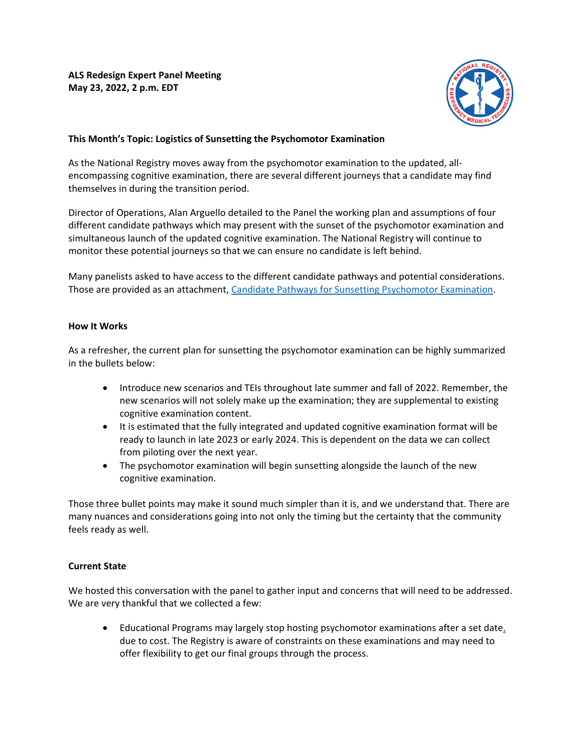**ALS Redesign Expert Panel Meeting**
**May 23, 2022, 2 p.m. EDT**

**This Month's Topic: Logistics of Sunsetting the Psychomotor Examination**

As the National Registry moves away from the psychomotor examination to the updated, all-encompassing cognitive examination, there are several different journeys that a candidate may find themselves in during the transition period.

Director of Operations, Alan Arguello detailed to the Panel the working plan and assumptions of four different candidate pathways which may present with the sunset of the psychomotor examination and simultaneous launch of the updated cognitive examination. The National Registry will continue to monitor these potential journeys so that we can ensure no candidate is left behind.

Many panelists asked to have access to the different candidate pathways and potential considerations. Those are provided as an attachment, Candidate Pathways for Sunsetting Psychomotor Examination.

**How It Works**

As a refresher, the current plan for sunsetting the psychomotor examination can be highly summarized in the bullets below:

- Introduce new scenarios and TEIs throughout late summer and fall of 2022. Remember, the new scenarios will not solely make up the examination; they are supplemental to existing cognitive examination content.
- It is estimated that the fully integrated and updated cognitive examination format will be ready to launch in late 2023 or early 2024. This is dependent on the data we can collect from piloting over the next year.
- The psychomotor examination will begin sunsetting alongside the launch of the new cognitive examination.

Those three bullet points may make it sound much simpler than it is, and we understand that. There are many nuances and considerations going into not only the timing but the certainty that the community feels ready as well.

**Current State**

We hosted this conversation with the panel to gather input and concerns that will need to be addressed. We are very thankful that we collected a few:

- Educational Programs may largely stop hosting psychomotor examinations after a set date, due to cost. The Registry is aware of constraints on these examinations and may need to offer flexibility to get our final groups through the process.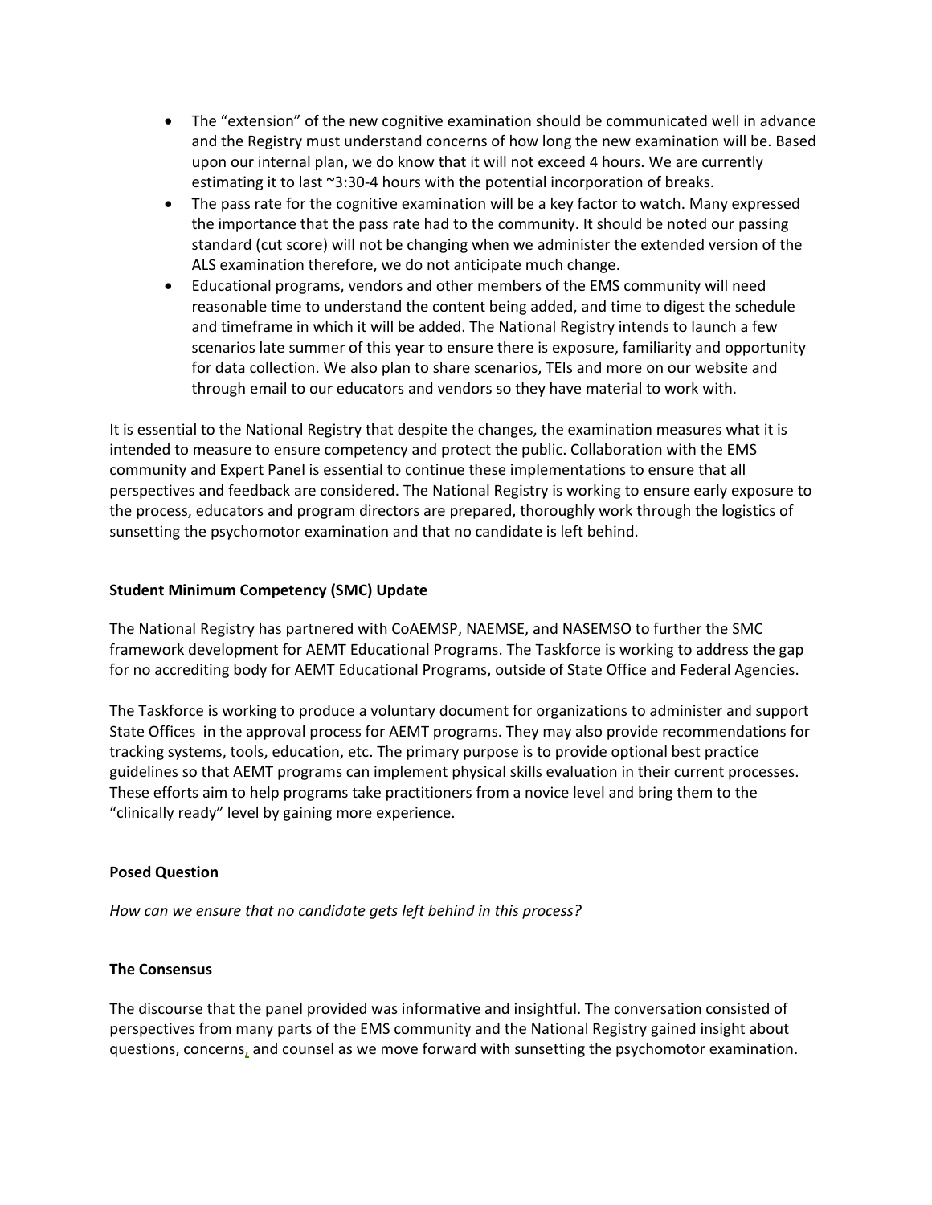- The "extension" of the new cognitive examination should be communicated well in advance and the Registry must understand concerns of how long the new examination will be. Based upon our internal plan, we do know that it will not exceed 4 hours. We are currently estimating it to last ~3:30-4 hours with the potential incorporation of breaks.
- The pass rate for the cognitive examination will be a key factor to watch. Many expressed the importance that the pass rate had to the community. It should be noted our passing standard (cut score) will not be changing when we administer the extended version of the ALS examination therefore, we do not anticipate much change.
- Educational programs, vendors and other members of the EMS community will need reasonable time to understand the content being added, and time to digest the schedule and timeframe in which it will be added. The National Registry intends to launch a few scenarios late summer of this year to ensure there is exposure, familiarity and opportunity for data collection. We also plan to share scenarios, TEIs and more on our website and through email to our educators and vendors so they have material to work with.

It is essential to the National Registry that despite the changes, the examination measures what it is intended to measure to ensure competency and protect the public. Collaboration with the EMS community and Expert Panel is essential to continue these implementations to ensure that all perspectives and feedback are considered. The National Registry is working to ensure early exposure to the process, educators and program directors are prepared, thoroughly work through the logistics of sunsetting the psychomotor examination and that no candidate is left behind.

**Student Minimum Competency (SMC) Update**

The National Registry has partnered with CoAEMSP, NAEMSE, and NASEMSO to further the SMC framework development for AEMT Educational Programs. The Taskforce is working to address the gap for no accrediting body for AEMT Educational Programs, outside of State Office and Federal Agencies.

The Taskforce is working to produce a voluntary document for organizations to administer and support State Offices in the approval process for AEMT programs. They may also provide recommendations for tracking systems, tools, education, etc. The primary purpose is to provide optional best practice guidelines so that AEMT programs can implement physical skills evaluation in their current processes. These efforts aim to help programs take practitioners from a novice level and bring them to the "clinically ready" level by gaining more experience.

**Posed Question**

*How can we ensure that no candidate gets left behind in this process?*

**The Consensus**

The discourse that the panel provided was informative and insightful. The conversation consisted of perspectives from many parts of the EMS community and the National Registry gained insight about questions, concerns, and counsel as we move forward with sunsetting the psychomotor examination.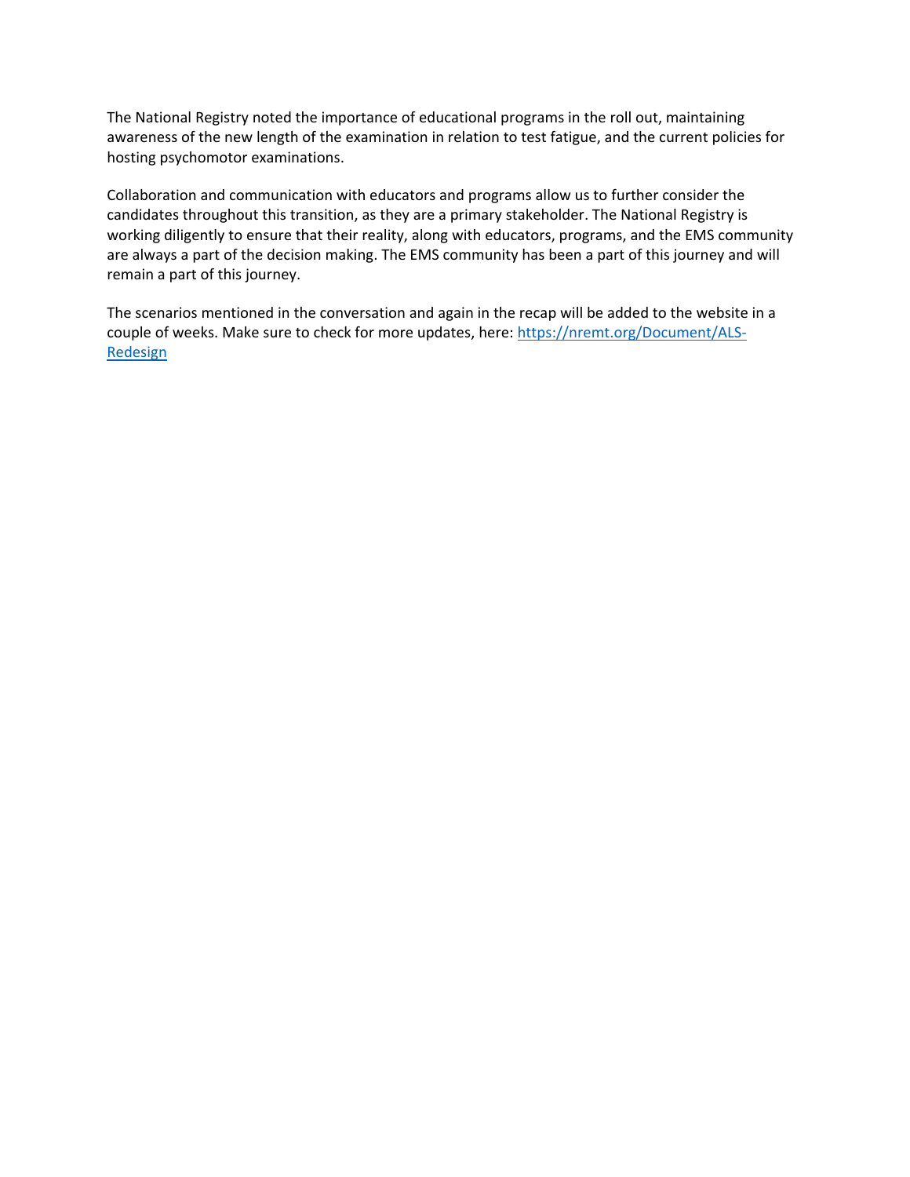The National Registry noted the importance of educational programs in the roll out, maintaining awareness of the new length of the examination in relation to test fatigue, and the current policies for hosting psychomotor examinations.

Collaboration and communication with educators and programs allow us to further consider the candidates throughout this transition, as they are a primary stakeholder. The National Registry is working diligently to ensure that their reality, along with educators, programs, and the EMS community are always a part of the decision making. The EMS community has been a part of this journey and will remain a part of this journey.

The scenarios mentioned in the conversation and again in the recap will be added to the website in a couple of weeks. Make sure to check for more updates, here: [https://nremt.org/Document/ALS-Redesign](https://nremt.org/Document/ALS-Redesign)